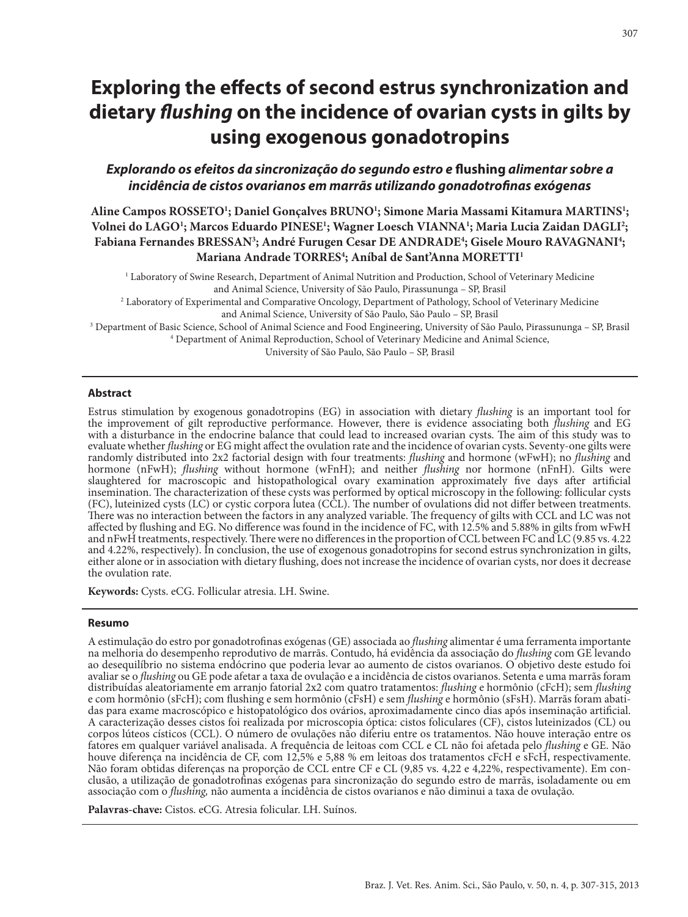# Exploring the effects of second estrus synchronization and dietary *flushing* on the incidence of ovarian cysts in gilts by using exogenous gonadotropins

## *Explorando os efeitos da sincronização do segundo estro e* flushing *alimentar sobre a incidência de cistos ovarianos em marrãs utilizando gonadotrofinas exógenas*

**Aline Campos ROSSETO[1]; Daniel Gonçalves BRUNO[1]; Simone Maria Massami Kitamura MARTINS[1]; Volnei do LAGO[1]; Marcos Eduardo PINESE[1]; Wagner Loesch VIANNA[1]; Maria Lucia Zaidan DAGLI[2]; Fabiana Fernandes BRESSAN[3]; André Furugen Cesar DE ANDRADE[4]; Gisele Mouro RAVAGNANI[4]; Mariana Andrade TORRES[4]; Aníbal de Sant'Anna MORETTI[1]**

[1] Laboratory of Swine Research, Department of Animal Nutrition and Production, School of Veterinary Medicine and Animal Science, University of São Paulo, Pirassununga – SP, Brasil
[2] Laboratory of Experimental and Comparative Oncology, Department of Pathology, School of Veterinary Medicine and Animal Science, University of São Paulo, São Paulo – SP, Brasil
[3] Department of Basic Science, School of Animal Science and Food Engineering, University of São Paulo, Pirassununga – SP, Brasil
[4] Department of Animal Reproduction, School of Veterinary Medicine and Animal Science, University of São Paulo, São Paulo – SP, Brasil

### Abstract

Estrus stimulation by exogenous gonadotropins (EG) in association with dietary *flushing* is an important tool for the improvement of gilt reproductive performance. However, there is evidence associating both *flushing* and EG with a disturbance in the endocrine balance that could lead to increased ovarian cysts. The aim of this study was to evaluate whether *flushing* or EG might affect the ovulation rate and the incidence of ovarian cysts. Seventy-one gilts were randomly distributed into 2x2 factorial design with four treatments: *flushing* and hormone (wFwH); no *flushing* and hormone (nFwH); *flushing* without hormone (wFnH); and neither *flushing* nor hormone (nFnH). Gilts were slaughtered for macroscopic and histopathological ovary examination approximately five days after artificial insemination. The characterization of these cysts was performed by optical microscopy in the following: follicular cysts (FC), luteinized cysts (LC) or cystic corpora lutea (CCL). The number of ovulations did not differ between treatments. There was no interaction between the factors in any analyzed variable. The frequency of gilts with CCL and LC was not affected by flushing and EG. No difference was found in the incidence of FC, with 12.5% and 5.88% in gilts from wFwH and nFwH treatments, respectively. There were no differences in the proportion of CCL between FC and LC (9.85 vs. 4.22 and 4.22%, respectively). In conclusion, the use of exogenous gonadotropins for second estrus synchronization in gilts, either alone or in association with dietary flushing, does not increase the incidence of ovarian cysts, nor does it decrease the ovulation rate.

**Keywords:** Cysts. eCG. Follicular atresia. LH. Swine.

### Resumo

A estimulação do estro por gonadotrofinas exógenas (GE) associada ao *flushing* alimentar é uma ferramenta importante na melhoria do desempenho reprodutivo de marrãs. Contudo, há evidência da associação do *flushing* com GE levando ao desequilíbrio no sistema endócrino que poderia levar ao aumento de cistos ovarianos. O objetivo deste estudo foi avaliar se o *flushing* ou GE pode afetar a taxa de ovulação e a incidência de cistos ovarianos. Setenta e uma marrãs foram distribuídas aleatoriamente em arranjo fatorial 2x2 com quatro tratamentos: *flushing* e hormônio (cFcH); sem *flushing* e com hormônio (sFcH); com flushing e sem hormônio (cFsH) e sem *flushing* e hormônio (sFsH). Marrãs foram abatidas para exame macroscópico e histopatológico dos ovários, aproximadamente cinco dias após inseminação artificial. A caracterização desses cistos foi realizada por microscopia óptica: cistos foliculares (CF), cistos luteinizados (CL) ou corpos lúteos císticos (CCL). O número de ovulações não diferiu entre os tratamentos. Não houve interação entre os fatores em qualquer variável analisada. A frequência de leitoas com CCL e CL não foi afetada pelo *flushing* e GE. Não houve diferença na incidência de CF, com 12,5% e 5,88 % em leitoas dos tratamentos cFcH e sFcH, respectivamente. Não foram obtidas diferenças na proporção de CCL entre CF e CL (9,85 vs. 4,22 e 4,22%, respectivamente). Em conclusão, a utilização de gonadotrofinas exógenas para sincronização do segundo estro de marrãs, isoladamente ou em associação com o *flushing,* não aumenta a incidência de cistos ovarianos e não diminui a taxa de ovulação.

**Palavras-chave:** Cistos. eCG. Atresia folicular. LH. Suínos.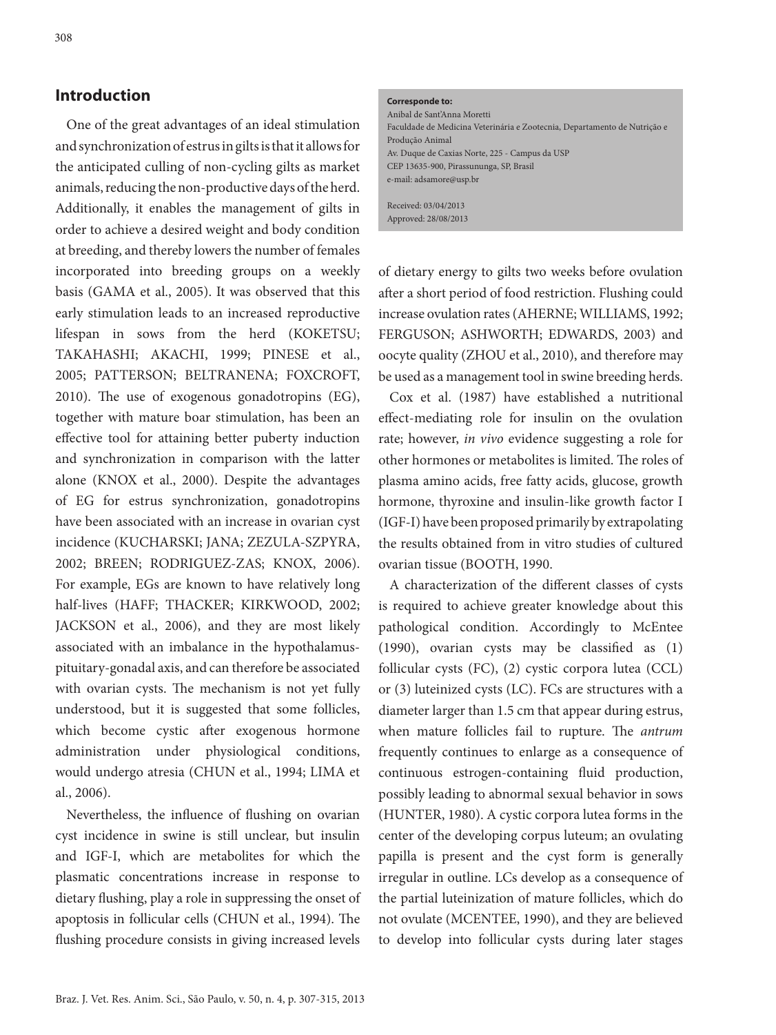## Introduction

One of the great advantages of an ideal stimulation and synchronization of estrus in gilts is that it allows for the anticipated culling of non-cycling gilts as market animals, reducing the non-productive days of the herd. Additionally, it enables the management of gilts in order to achieve a desired weight and body condition at breeding, and thereby lowers the number of females incorporated into breeding groups on a weekly basis (GAMA et al., 2005). It was observed that this early stimulation leads to an increased reproductive lifespan in sows from the herd (KOKETSU; TAKAHASHI; AKACHI, 1999; PINESE et al., 2005; PATTERSON; BELTRANENA; FOXCROFT, 2010). The use of exogenous gonadotropins (EG), together with mature boar stimulation, has been an effective tool for attaining better puberty induction and synchronization in comparison with the latter alone (KNOX et al., 2000). Despite the advantages of EG for estrus synchronization, gonadotropins have been associated with an increase in ovarian cyst incidence (KUCHARSKI; JANA; ZEZULA-SZPYRA, 2002; BREEN; RODRIGUEZ-ZAS; KNOX, 2006). For example, EGs are known to have relatively long half-lives (HAFF; THACKER; KIRKWOOD, 2002; JACKSON et al., 2006), and they are most likely associated with an imbalance in the hypothalamus-pituitary-gonadal axis, and can therefore be associated with ovarian cysts. The mechanism is not yet fully understood, but it is suggested that some follicles, which become cystic after exogenous hormone administration under physiological conditions, would undergo atresia (CHUN et al., 1994; LIMA et al., 2006).

Nevertheless, the influence of flushing on ovarian cyst incidence in swine is still unclear, but insulin and IGF-I, which are metabolites for which the plasmatic concentrations increase in response to dietary flushing, play a role in suppressing the onset of apoptosis in follicular cells (CHUN et al., 1994). The flushing procedure consists in giving increased levels of dietary energy to gilts two weeks before ovulation after a short period of food restriction. Flushing could increase ovulation rates (AHERNE; WILLIAMS, 1992; FERGUSON; ASHWORTH; EDWARDS, 2003) and oocyte quality (ZHOU et al., 2010), and therefore may be used as a management tool in swine breeding herds.

Cox et al. (1987) have established a nutritional effect-mediating role for insulin on the ovulation rate; however, *in vivo* evidence suggesting a role for other hormones or metabolites is limited. The roles of plasma amino acids, free fatty acids, glucose, growth hormone, thyroxine and insulin-like growth factor I (IGF-I) have been proposed primarily by extrapolating the results obtained from in vitro studies of cultured ovarian tissue (BOOTH, 1990.

A characterization of the different classes of cysts is required to achieve greater knowledge about this pathological condition. Accordingly to McEntee (1990), ovarian cysts may be classified as (1) follicular cysts (FC), (2) cystic corpora lutea (CCL) or (3) luteinized cysts (LC). FCs are structures with a diameter larger than 1.5 cm that appear during estrus, when mature follicles fail to rupture. The *antrum* frequently continues to enlarge as a consequence of continuous estrogen-containing fluid production, possibly leading to abnormal sexual behavior in sows (HUNTER, 1980). A cystic corpora lutea forms in the center of the developing corpus luteum; an ovulating papilla is present and the cyst form is generally irregular in outline. LCs develop as a consequence of the partial luteinization of mature follicles, which do not ovulate (MCENTEE, 1990), and they are believed to develop into follicular cysts during later stages

**Corresponde to:**
Anibal de Sant'Anna Moretti
Faculdade de Medicina Veterinária e Zootecnia, Departamento de Nutrição e Produção Animal
Av. Duque de Caxias Norte, 225 - Campus da USP
CEP 13635-900, Pirassununga, SP, Brasil
e-mail: adsamore@usp.br

Received: 03/04/2013
Approved: 28/08/2013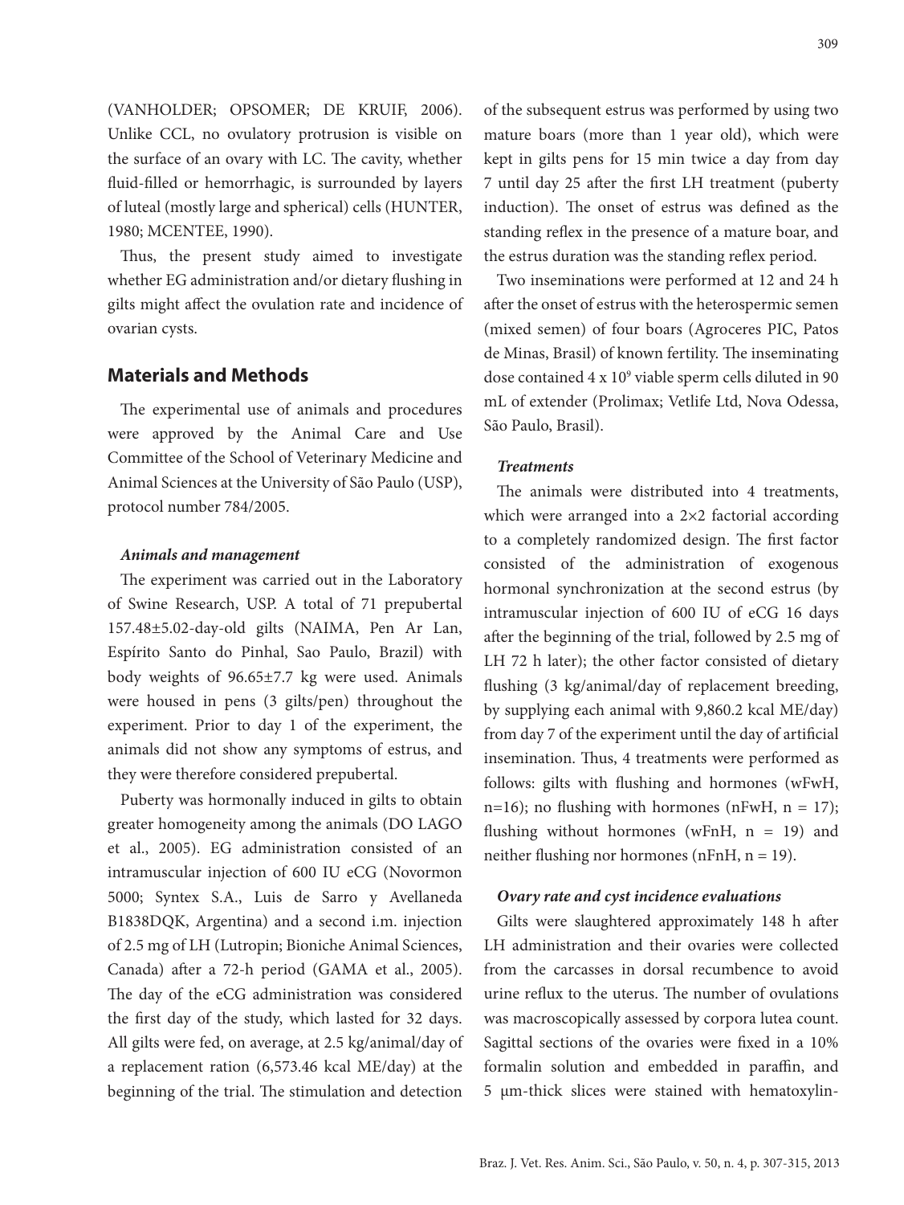(VANHOLDER; OPSOMER; DE KRUIF, 2006). Unlike CCL, no ovulatory protrusion is visible on the surface of an ovary with LC. The cavity, whether fluid-filled or hemorrhagic, is surrounded by layers of luteal (mostly large and spherical) cells (HUNTER, 1980; MCENTEE, 1990).

Thus, the present study aimed to investigate whether EG administration and/or dietary flushing in gilts might affect the ovulation rate and incidence of ovarian cysts.

## Materials and Methods

The experimental use of animals and procedures were approved by the Animal Care and Use Committee of the School of Veterinary Medicine and Animal Sciences at the University of São Paulo (USP), protocol number 784/2005.

### *Animals and management*

The experiment was carried out in the Laboratory of Swine Research, USP. A total of 71 prepubertal 157.48±5.02-day-old gilts (NAIMA, Pen Ar Lan, Espírito Santo do Pinhal, Sao Paulo, Brazil) with body weights of 96.65±7.7 kg were used. Animals were housed in pens (3 gilts/pen) throughout the experiment. Prior to day 1 of the experiment, the animals did not show any symptoms of estrus, and they were therefore considered prepubertal.

Puberty was hormonally induced in gilts to obtain greater homogeneity among the animals (DO LAGO et al., 2005). EG administration consisted of an intramuscular injection of 600 IU eCG (Novormon 5000; Syntex S.A., Luis de Sarro y Avellaneda B1838DQK, Argentina) and a second i.m. injection of 2.5 mg of LH (Lutropin; Bioniche Animal Sciences, Canada) after a 72-h period (GAMA et al., 2005). The day of the eCG administration was considered the first day of the study, which lasted for 32 days. All gilts were fed, on average, at 2.5 kg/animal/day of a replacement ration (6,573.46 kcal ME/day) at the beginning of the trial. The stimulation and detection of the subsequent estrus was performed by using two mature boars (more than 1 year old), which were kept in gilts pens for 15 min twice a day from day 7 until day 25 after the first LH treatment (puberty induction). The onset of estrus was defined as the standing reflex in the presence of a mature boar, and the estrus duration was the standing reflex period.

Two inseminations were performed at 12 and 24 h after the onset of estrus with the heterospermic semen (mixed semen) of four boars (Agroceres PIC, Patos de Minas, Brasil) of known fertility. The inseminating dose contained $4 \times 10^9$ viable sperm cells diluted in 90 mL of extender (Prolimax; Vetlife Ltd, Nova Odessa, São Paulo, Brasil).

### *Treatments*

The animals were distributed into 4 treatments, which were arranged into a 2×2 factorial according to a completely randomized design. The first factor consisted of the administration of exogenous hormonal synchronization at the second estrus (by intramuscular injection of 600 IU of eCG 16 days after the beginning of the trial, followed by 2.5 mg of LH 72 h later); the other factor consisted of dietary flushing (3 kg/animal/day of replacement breeding, by supplying each animal with 9,860.2 kcal ME/day) from day 7 of the experiment until the day of artificial insemination. Thus, 4 treatments were performed as follows: gilts with flushing and hormones (wFwH, n=16); no flushing with hormones (nFwH, n = 17); flushing without hormones (wFnH, n = 19) and neither flushing nor hormones (nFnH, n = 19).

### *Ovary rate and cyst incidence evaluations*

Gilts were slaughtered approximately 148 h after LH administration and their ovaries were collected from the carcasses in dorsal recumbence to avoid urine reflux to the uterus. The number of ovulations was macroscopically assessed by corpora lutea count. Sagittal sections of the ovaries were fixed in a 10% formalin solution and embedded in paraffin, and 5 µm-thick slices were stained with hematoxylin-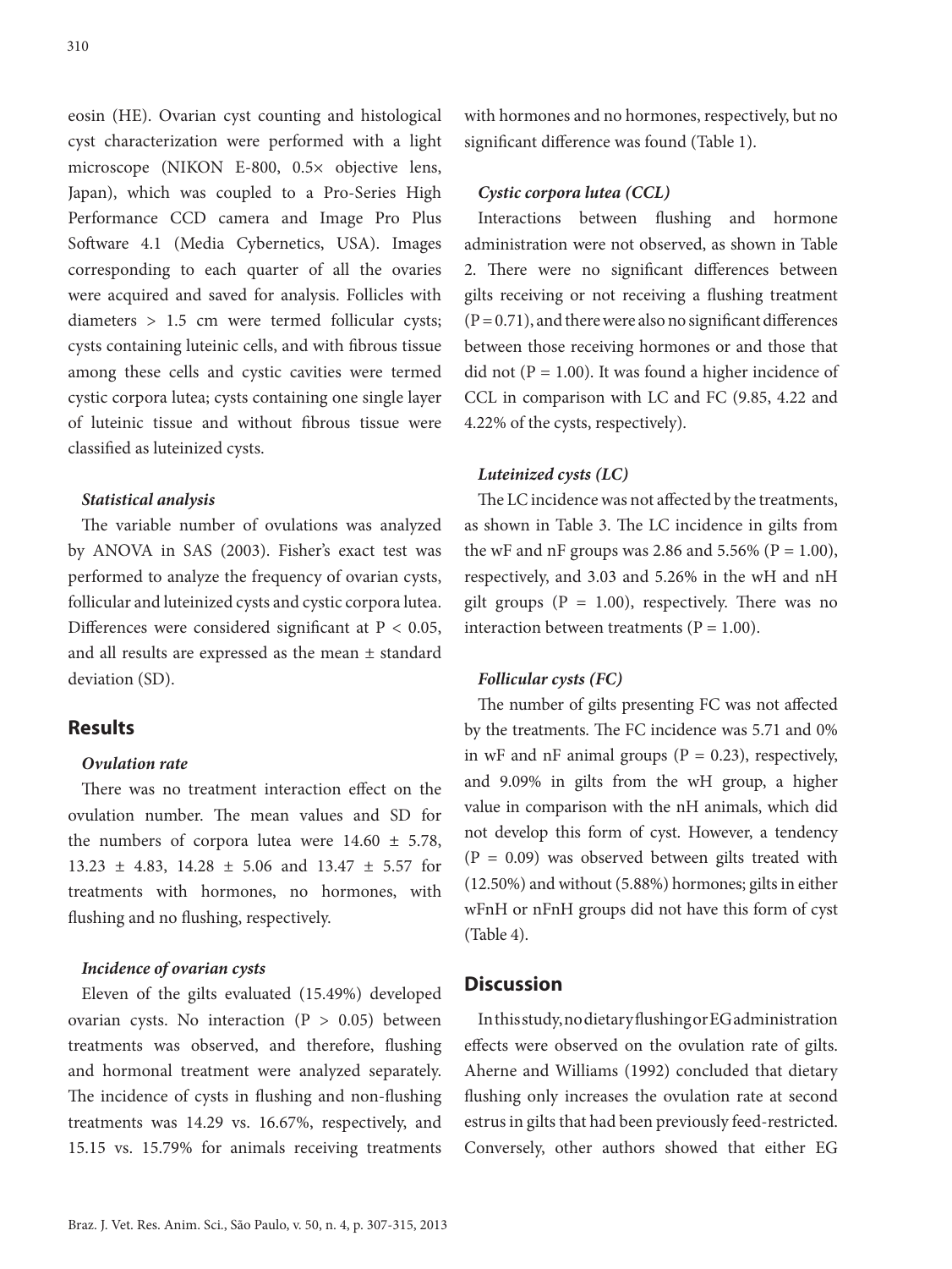eosin (HE). Ovarian cyst counting and histological cyst characterization were performed with a light microscope (NIKON E-800, 0.5× objective lens, Japan), which was coupled to a Pro-Series High Performance CCD camera and Image Pro Plus Software 4.1 (Media Cybernetics, USA). Images corresponding to each quarter of all the ovaries were acquired and saved for analysis. Follicles with diameters > 1.5 cm were termed follicular cysts; cysts containing luteinic cells, and with fibrous tissue among these cells and cystic cavities were termed cystic corpora lutea; cysts containing one single layer of luteinic tissue and without fibrous tissue were classified as luteinized cysts.

#### *Statistical analysis*

The variable number of ovulations was analyzed by ANOVA in SAS (2003). Fisher's exact test was performed to analyze the frequency of ovarian cysts, follicular and luteinized cysts and cystic corpora lutea. Differences were considered significant at $P < 0.05$, and all results are expressed as the mean ± standard deviation (SD).

## Results

#### *Ovulation rate*

There was no treatment interaction effect on the ovulation number. The mean values and SD for the numbers of corpora lutea were 14.60 ± 5.78, 13.23 ± 4.83, 14.28 ± 5.06 and 13.47 ± 5.57 for treatments with hormones, no hormones, with flushing and no flushing, respectively.

#### *Incidence of ovarian cysts*

Eleven of the gilts evaluated (15.49%) developed ovarian cysts. No interaction ($P > 0.05$) between treatments was observed, and therefore, flushing and hormonal treatment were analyzed separately. The incidence of cysts in flushing and non-flushing treatments was 14.29 vs. 16.67%, respectively, and 15.15 vs. 15.79% for animals receiving treatments with hormones and no hormones, respectively, but no significant difference was found (Table 1).

#### *Cystic corpora lutea (CCL)*

Interactions between flushing and hormone administration were not observed, as shown in Table 2. There were no significant differences between gilts receiving or not receiving a flushing treatment ($P = 0.71$), and there were also no significant differences between those receiving hormones or and those that did not ($P = 1.00$). It was found a higher incidence of CCL in comparison with LC and FC (9.85, 4.22 and 4.22% of the cysts, respectively).

#### *Luteinized cysts (LC)*

The LC incidence was not affected by the treatments, as shown in Table 3. The LC incidence in gilts from the wF and nF groups was 2.86 and 5.56% ($P = 1.00$), respectively, and 3.03 and 5.26% in the wH and nH gilt groups ($P = 1.00$), respectively. There was no interaction between treatments ($P = 1.00$).

#### *Follicular cysts (FC)*

The number of gilts presenting FC was not affected by the treatments. The FC incidence was 5.71 and 0% in wF and nF animal groups ($P = 0.23$), respectively, and 9.09% in gilts from the wH group, a higher value in comparison with the nH animals, which did not develop this form of cyst. However, a tendency ($P = 0.09$) was observed between gilts treated with (12.50%) and without (5.88%) hormones; gilts in either wFnH or nFnH groups did not have this form of cyst (Table 4).

## Discussion

In this study, no dietary flushing or EG administration effects were observed on the ovulation rate of gilts. Aherne and Williams (1992) concluded that dietary flushing only increases the ovulation rate at second estrus in gilts that had been previously feed-restricted. Conversely, other authors showed that either EG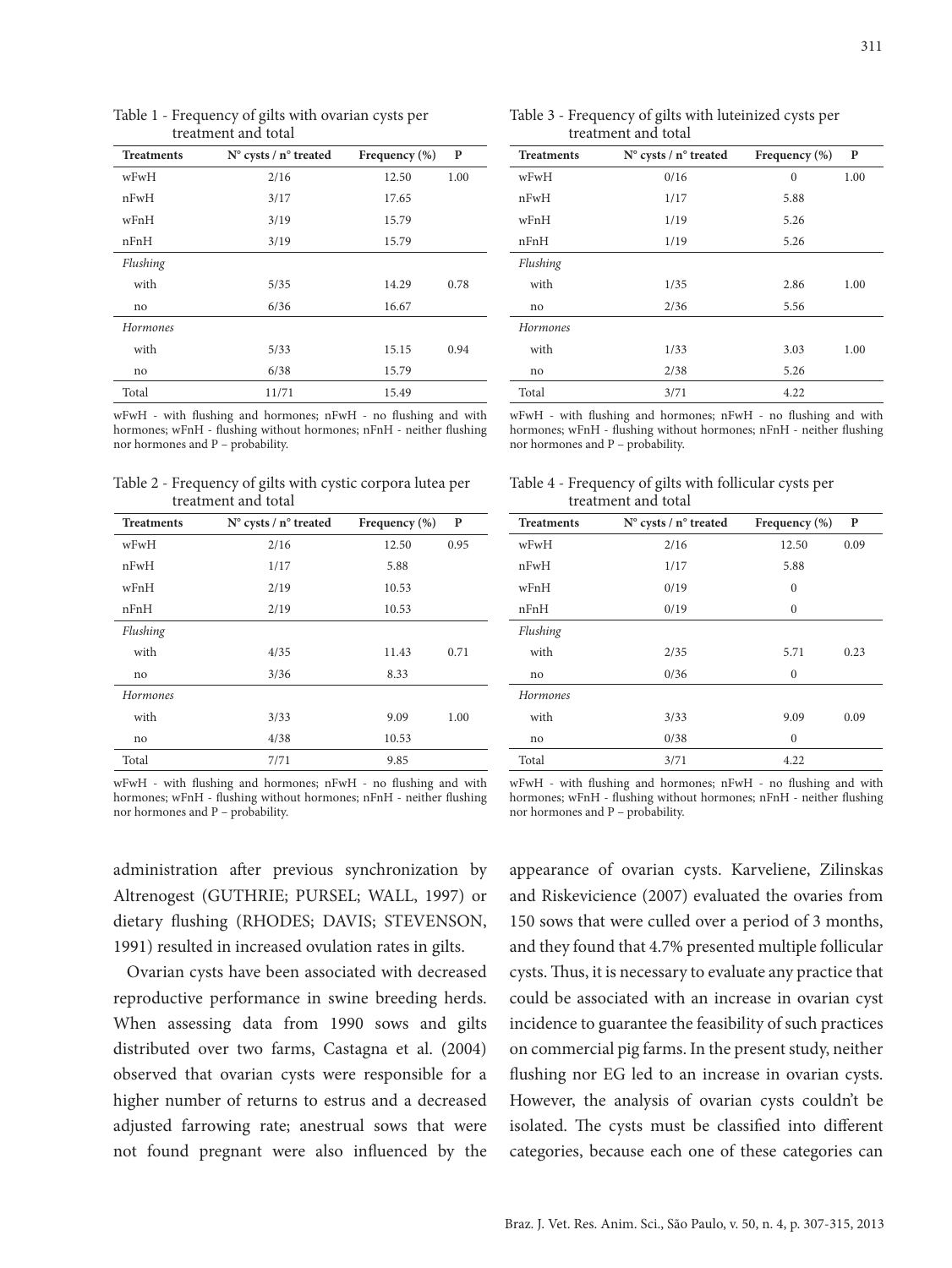Table 1 - Frequency of gilts with ovarian cysts per treatment and total

| Treatments | N° cysts / n° treated | Frequency (%) | P |
|---|---|---|---|
| wFwH | 2/16 | 12.50 | 1.00 |
| nFwH | 3/17 | 17.65 | |
| wFnH | 3/19 | 15.79 | |
| nFnH | 3/19 | 15.79 | |
| *Flushing* | | | |
| with | 5/35 | 14.29 | 0.78 |
| no | 6/36 | 16.67 | |
| *Hormones* | | | |
| with | 5/33 | 15.15 | 0.94 |
| no | 6/38 | 15.79 | |
| Total | 11/71 | 15.49 | |

wFwH - with flushing and hormones; nFwH - no flushing and with hormones; wFnH - flushing without hormones; nFnH - neither flushing nor hormones and P – probability.

Table 2 - Frequency of gilts with cystic corpora lutea per treatment and total

| Treatments | N° cysts / n° treated | Frequency (%) | P |
|---|---|---|---|
| wFwH | 2/16 | 12.50 | 0.95 |
| nFwH | 1/17 | 5.88 | |
| wFnH | 2/19 | 10.53 | |
| nFnH | 2/19 | 10.53 | |
| *Flushing* | | | |
| with | 4/35 | 11.43 | 0.71 |
| no | 3/36 | 8.33 | |
| *Hormones* | | | |
| with | 3/33 | 9.09 | 1.00 |
| no | 4/38 | 10.53 | |
| Total | 7/71 | 9.85 | |

wFwH - with flushing and hormones; nFwH - no flushing and with hormones; wFnH - flushing without hormones; nFnH - neither flushing nor hormones and P – probability.

Table 3 - Frequency of gilts with luteinized cysts per treatment and total

| Treatments | N° cysts / n° treated | Frequency (%) | P |
|---|---|---|---|
| wFwH | 0/16 | 0 | 1.00 |
| nFwH | 1/17 | 5.88 | |
| wFnH | 1/19 | 5.26 | |
| nFnH | 1/19 | 5.26 | |
| *Flushing* | | | |
| with | 1/35 | 2.86 | 1.00 |
| no | 2/36 | 5.56 | |
| *Hormones* | | | |
| with | 1/33 | 3.03 | 1.00 |
| no | 2/38 | 5.26 | |
| Total | 3/71 | 4.22 | |

wFwH - with flushing and hormones; nFwH - no flushing and with hormones; wFnH - flushing without hormones; nFnH - neither flushing nor hormones and P – probability.

Table 4 - Frequency of gilts with follicular cysts per treatment and total

| Treatments | N° cysts / n° treated | Frequency (%) | P |
|---|---|---|---|
| wFwH | 2/16 | 12.50 | 0.09 |
| nFwH | 1/17 | 5.88 | |
| wFnH | 0/19 | 0 | |
| nFnH | 0/19 | 0 | |
| *Flushing* | | | |
| with | 2/35 | 5.71 | 0.23 |
| no | 0/36 | 0 | |
| *Hormones* | | | |
| with | 3/33 | 9.09 | 0.09 |
| no | 0/38 | 0 | |
| Total | 3/71 | 4.22 | |

wFwH - with flushing and hormones; nFwH - no flushing and with hormones; wFnH - flushing without hormones; nFnH - neither flushing nor hormones and P – probability.

administration after previous synchronization by Altrenogest (GUTHRIE; PURSEL; WALL, 1997) or dietary flushing (RHODES; DAVIS; STEVENSON, 1991) resulted in increased ovulation rates in gilts.

Ovarian cysts have been associated with decreased reproductive performance in swine breeding herds. When assessing data from 1990 sows and gilts distributed over two farms, Castagna et al. (2004) observed that ovarian cysts were responsible for a higher number of returns to estrus and a decreased adjusted farrowing rate; anestrual sows that were not found pregnant were also influenced by the appearance of ovarian cysts. Karveliene, Zilinskas and Riskevicience (2007) evaluated the ovaries from 150 sows that were culled over a period of 3 months, and they found that 4.7% presented multiple follicular cysts. Thus, it is necessary to evaluate any practice that could be associated with an increase in ovarian cyst incidence to guarantee the feasibility of such practices on commercial pig farms. In the present study, neither flushing nor EG led to an increase in ovarian cysts. However, the analysis of ovarian cysts couldn't be isolated. The cysts must be classified into different categories, because each one of these categories can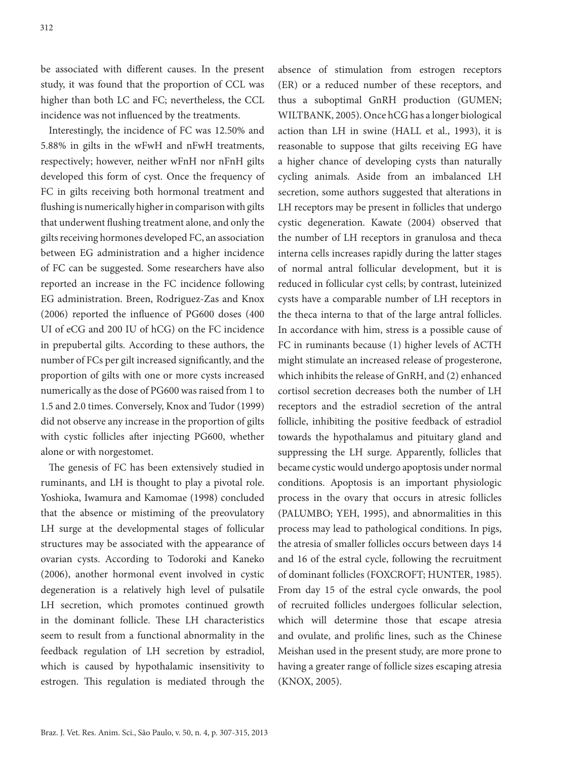be associated with different causes. In the present study, it was found that the proportion of CCL was higher than both LC and FC; nevertheless, the CCL incidence was not influenced by the treatments.

Interestingly, the incidence of FC was 12.50% and 5.88% in gilts in the wFwH and nFwH treatments, respectively; however, neither wFnH nor nFnH gilts developed this form of cyst. Once the frequency of FC in gilts receiving both hormonal treatment and flushing is numerically higher in comparison with gilts that underwent flushing treatment alone, and only the gilts receiving hormones developed FC, an association between EG administration and a higher incidence of FC can be suggested. Some researchers have also reported an increase in the FC incidence following EG administration. Breen, Rodriguez-Zas and Knox (2006) reported the influence of PG600 doses (400 UI of eCG and 200 IU of hCG) on the FC incidence in prepubertal gilts. According to these authors, the number of FCs per gilt increased significantly, and the proportion of gilts with one or more cysts increased numerically as the dose of PG600 was raised from 1 to 1.5 and 2.0 times. Conversely, Knox and Tudor (1999) did not observe any increase in the proportion of gilts with cystic follicles after injecting PG600, whether alone or with norgestomet.

The genesis of FC has been extensively studied in ruminants, and LH is thought to play a pivotal role. Yoshioka, Iwamura and Kamomae (1998) concluded that the absence or mistiming of the preovulatory LH surge at the developmental stages of follicular structures may be associated with the appearance of ovarian cysts. According to Todoroki and Kaneko (2006), another hormonal event involved in cystic degeneration is a relatively high level of pulsatile LH secretion, which promotes continued growth in the dominant follicle. These LH characteristics seem to result from a functional abnormality in the feedback regulation of LH secretion by estradiol, which is caused by hypothalamic insensitivity to estrogen. This regulation is mediated through the absence of stimulation from estrogen receptors (ER) or a reduced number of these receptors, and thus a suboptimal GnRH production (GUMEN; WILTBANK, 2005). Once hCG has a longer biological action than LH in swine (HALL et al., 1993), it is reasonable to suppose that gilts receiving EG have a higher chance of developing cysts than naturally cycling animals. Aside from an imbalanced LH secretion, some authors suggested that alterations in LH receptors may be present in follicles that undergo cystic degeneration. Kawate (2004) observed that the number of LH receptors in granulosa and theca interna cells increases rapidly during the latter stages of normal antral follicular development, but it is reduced in follicular cyst cells; by contrast, luteinized cysts have a comparable number of LH receptors in the theca interna to that of the large antral follicles. In accordance with him, stress is a possible cause of FC in ruminants because (1) higher levels of ACTH might stimulate an increased release of progesterone, which inhibits the release of GnRH, and (2) enhanced cortisol secretion decreases both the number of LH receptors and the estradiol secretion of the antral follicle, inhibiting the positive feedback of estradiol towards the hypothalamus and pituitary gland and suppressing the LH surge. Apparently, follicles that became cystic would undergo apoptosis under normal conditions. Apoptosis is an important physiologic process in the ovary that occurs in atresic follicles (PALUMBO; YEH, 1995), and abnormalities in this process may lead to pathological conditions. In pigs, the atresia of smaller follicles occurs between days 14 and 16 of the estral cycle, following the recruitment of dominant follicles (FOXCROFT; HUNTER, 1985). From day 15 of the estral cycle onwards, the pool of recruited follicles undergoes follicular selection, which will determine those that escape atresia and ovulate, and prolific lines, such as the Chinese Meishan used in the present study, are more prone to having a greater range of follicle sizes escaping atresia (KNOX, 2005).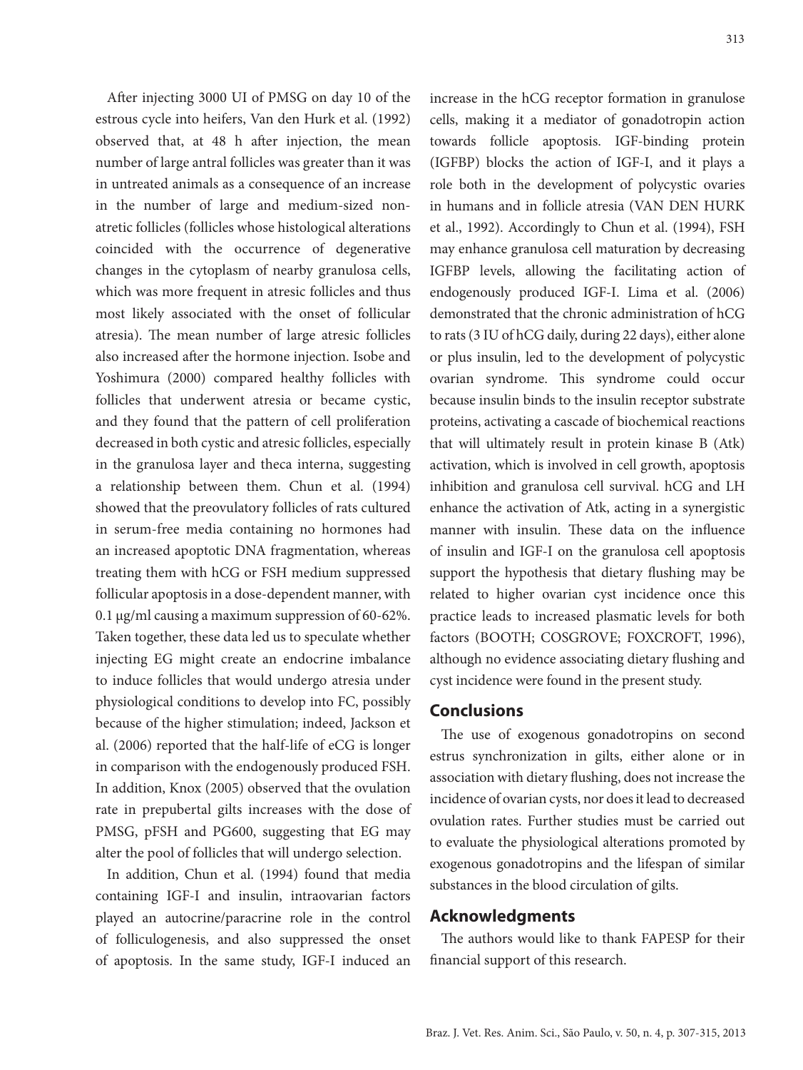After injecting 3000 UI of PMSG on day 10 of the estrous cycle into heifers, Van den Hurk et al. (1992) observed that, at 48 h after injection, the mean number of large antral follicles was greater than it was in untreated animals as a consequence of an increase in the number of large and medium-sized non-atretic follicles (follicles whose histological alterations coincided with the occurrence of degenerative changes in the cytoplasm of nearby granulosa cells, which was more frequent in atresic follicles and thus most likely associated with the onset of follicular atresia). The mean number of large atresic follicles also increased after the hormone injection. Isobe and Yoshimura (2000) compared healthy follicles with follicles that underwent atresia or became cystic, and they found that the pattern of cell proliferation decreased in both cystic and atresic follicles, especially in the granulosa layer and theca interna, suggesting a relationship between them. Chun et al. (1994) showed that the preovulatory follicles of rats cultured in serum-free media containing no hormones had an increased apoptotic DNA fragmentation, whereas treating them with hCG or FSH medium suppressed follicular apoptosis in a dose-dependent manner, with 0.1 µg/ml causing a maximum suppression of 60-62%. Taken together, these data led us to speculate whether injecting EG might create an endocrine imbalance to induce follicles that would undergo atresia under physiological conditions to develop into FC, possibly because of the higher stimulation; indeed, Jackson et al. (2006) reported that the half-life of eCG is longer in comparison with the endogenously produced FSH. In addition, Knox (2005) observed that the ovulation rate in prepubertal gilts increases with the dose of PMSG, pFSH and PG600, suggesting that EG may alter the pool of follicles that will undergo selection.

In addition, Chun et al. (1994) found that media containing IGF-I and insulin, intraovarian factors played an autocrine/paracrine role in the control of folliculogenesis, and also suppressed the onset of apoptosis. In the same study, IGF-I induced an increase in the hCG receptor formation in granulose cells, making it a mediator of gonadotropin action towards follicle apoptosis. IGF-binding protein (IGFBP) blocks the action of IGF-I, and it plays a role both in the development of polycystic ovaries in humans and in follicle atresia (VAN DEN HURK et al., 1992). Accordingly to Chun et al. (1994), FSH may enhance granulosa cell maturation by decreasing IGFBP levels, allowing the facilitating action of endogenously produced IGF-I. Lima et al. (2006) demonstrated that the chronic administration of hCG to rats (3 IU of hCG daily, during 22 days), either alone or plus insulin, led to the development of polycystic ovarian syndrome. This syndrome could occur because insulin binds to the insulin receptor substrate proteins, activating a cascade of biochemical reactions that will ultimately result in protein kinase B (Atk) activation, which is involved in cell growth, apoptosis inhibition and granulosa cell survival. hCG and LH enhance the activation of Atk, acting in a synergistic manner with insulin. These data on the influence of insulin and IGF-I on the granulosa cell apoptosis support the hypothesis that dietary flushing may be related to higher ovarian cyst incidence once this practice leads to increased plasmatic levels for both factors (BOOTH; COSGROVE; FOXCROFT, 1996), although no evidence associating dietary flushing and cyst incidence were found in the present study.

## Conclusions

The use of exogenous gonadotropins on second estrus synchronization in gilts, either alone or in association with dietary flushing, does not increase the incidence of ovarian cysts, nor does it lead to decreased ovulation rates. Further studies must be carried out to evaluate the physiological alterations promoted by exogenous gonadotropins and the lifespan of similar substances in the blood circulation of gilts.

## Acknowledgments

The authors would like to thank FAPESP for their financial support of this research.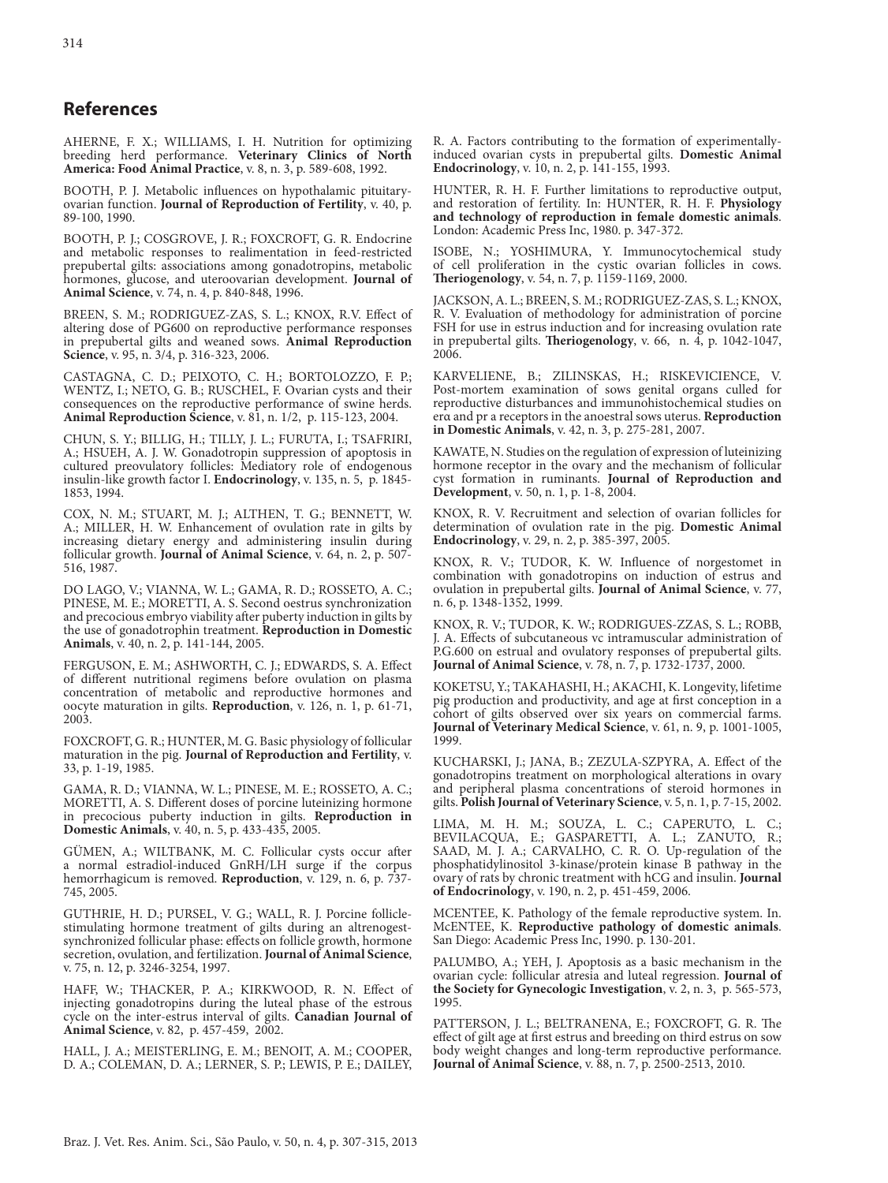## References

AHERNE, F. X.; WILLIAMS, I. H. Nutrition for optimizing breeding herd performance. **Veterinary Clinics of North America: Food Animal Practice**, v. 8, n. 3, p. 589-608, 1992.

BOOTH, P. J. Metabolic influences on hypothalamic pituitary-ovarian function. **Journal of Reproduction of Fertility**, v. 40, p. 89-100, 1990.

BOOTH, P. J.; COSGROVE, J. R.; FOXCROFT, G. R. Endocrine and metabolic responses to realimentation in feed-restricted prepubertal gilts: associations among gonadotropins, metabolic hormones, glucose, and uteroovarian development. **Journal of Animal Science**, v. 74, n. 4, p. 840-848, 1996.

BREEN, S. M.; RODRIGUEZ-ZAS, S. L.; KNOX, R.V. Effect of altering dose of PG600 on reproductive performance responses in prepubertal gilts and weaned sows. **Animal Reproduction Science**, v. 95, n. 3/4, p. 316-323, 2006.

CASTAGNA, C. D.; PEIXOTO, C. H.; BORTOLOZZO, F. P.; WENTZ, I.; NETO, G. B.; RUSCHEL, F. Ovarian cysts and their consequences on the reproductive performance of swine herds. **Animal Reproduction Science**, v. 81, n. 1/2, p. 115-123, 2004.

CHUN, S. Y.; BILLIG, H.; TILLY, J. L.; FURUTA, I.; TSAFRIRI, A.; HSUEH, A. J. W. Gonadotropin suppression of apoptosis in cultured preovulatory follicles: Mediatory role of endogenous insulin-like growth factor I. **Endocrinology**, v. 135, n. 5, p. 1845-1853, 1994.

COX, N. M.; STUART, M. J.; ALTHEN, T. G.; BENNETT, W. A.; MILLER, H. W. Enhancement of ovulation rate in gilts by increasing dietary energy and administering insulin during follicular growth. **Journal of Animal Science**, v. 64, n. 2, p. 507-516, 1987.

DO LAGO, V.; VIANNA, W. L.; GAMA, R. D.; ROSSETO, A. C.; PINESE, M. E.; MORETTI, A. S. Second oestrus synchronization and precocious embryo viability after puberty induction in gilts by the use of gonadotrophin treatment. **Reproduction in Domestic Animals**, v. 40, n. 2, p. 141-144, 2005.

FERGUSON, E. M.; ASHWORTH, C. J.; EDWARDS, S. A. Effect of different nutritional regimens before ovulation on plasma concentration of metabolic and reproductive hormones and oocyte maturation in gilts. **Reproduction**, v. 126, n. 1, p. 61-71, 2003.

FOXCROFT, G. R.; HUNTER, M. G. Basic physiology of follicular maturation in the pig. **Journal of Reproduction and Fertility**, v. 33, p. 1-19, 1985.

GAMA, R. D.; VIANNA, W. L.; PINESE, M. E.; ROSSETO, A. C.; MORETTI, A. S. Different doses of porcine luteinizing hormone in precocious puberty induction in gilts. **Reproduction in Domestic Animals**, v. 40, n. 5, p. 433-435, 2005.

GÜMEN, A.; WILTBANK, M. C. Follicular cysts occur after a normal estradiol-induced GnRH/LH surge if the corpus hemorrhagicum is removed. **Reproduction**, v. 129, n. 6, p. 737-745, 2005.

GUTHRIE, H. D.; PURSEL, V. G.; WALL, R. J. Porcine follicle-stimulating hormone treatment of gilts during an altrenogest-synchronized follicular phase: effects on follicle growth, hormone secretion, ovulation, and fertilization. **Journal of Animal Science**, v. 75, n. 12, p. 3246-3254, 1997.

HAFF, W.; THACKER, P. A.; KIRKWOOD, R. N. Effect of injecting gonadotropins during the luteal phase of the estrous cycle on the inter-estrus interval of gilts. **Canadian Journal of Animal Science**, v. 82, p. 457-459, 2002.

HALL, J. A.; MEISTERLING, E. M.; BENOIT, A. M.; COOPER, D. A.; COLEMAN, D. A.; LERNER, S. P.; LEWIS, P. E.; DAILEY, R. A. Factors contributing to the formation of experimentally-induced ovarian cysts in prepubertal gilts. **Domestic Animal Endocrinology**, v. 10, n. 2, p. 141-155, 1993.

HUNTER, R. H. F. Further limitations to reproductive output, and restoration of fertility. In: HUNTER, R. H. F. **Physiology and technology of reproduction in female domestic animals**. London: Academic Press Inc, 1980. p. 347-372.

ISOBE, N.; YOSHIMURA, Y. Immunocytochemical study of cell proliferation in the cystic ovarian follicles in cows. **Theriogenology**, v. 54, n. 7, p. 1159-1169, 2000.

JACKSON, A. L.; BREEN, S. M.; RODRIGUEZ-ZAS, S. L.; KNOX, R. V. Evaluation of methodology for administration of porcine FSH for use in estrus induction and for increasing ovulation rate in prepubertal gilts. **Theriogenology**, v. 66, n. 4, p. 1042-1047, 2006.

KARVELIENE, B.; ZILINSKAS, H.; RISKEVICIENCE, V. Post-mortem examination of sows genital organs culled for reproductive disturbances and immunohistochemical studies on erα and pr a receptors in the anoestral sows uterus. **Reproduction in Domestic Animals**, v. 42, n. 3, p. 275-281, 2007.

KAWATE, N. Studies on the regulation of expression of luteinizing hormone receptor in the ovary and the mechanism of follicular cyst formation in ruminants. **Journal of Reproduction and Development**, v. 50, n. 1, p. 1-8, 2004.

KNOX, R. V. Recruitment and selection of ovarian follicles for determination of ovulation rate in the pig. **Domestic Animal Endocrinology**, v. 29, n. 2, p. 385-397, 2005.

KNOX, R. V.; TUDOR, K. W. Influence of norgestomet in combination with gonadotropins on induction of estrus and ovulation in prepubertal gilts. **Journal of Animal Science**, v. 77, n. 6, p. 1348-1352, 1999.

KNOX, R. V.; TUDOR, K. W.; RODRIGUES-ZZAS, S. L.; ROBB, J. A. Effects of subcutaneous vc intramuscular administration of P.G.600 on estrual and ovulatory responses of prepubertal gilts. **Journal of Animal Science**, v. 78, n. 7, p. 1732-1737, 2000.

KOKETSU, Y.; TAKAHASHI, H.; AKACHI, K. Longevity, lifetime pig production and productivity, and age at first conception in a cohort of gilts observed over six years on commercial farms. **Journal of Veterinary Medical Science**, v. 61, n. 9, p. 1001-1005, 1999.

KUCHARSKI, J.; JANA, B.; ZEZULA-SZPYRA, A. Effect of the gonadotropins treatment on morphological alterations in ovary and peripheral plasma concentrations of steroid hormones in gilts. **Polish Journal of Veterinary Science**, v. 5, n. 1, p. 7-15, 2002.

LIMA, M. H. M.; SOUZA, L. C.; CAPERUTO, L. C.; BEVILACQUA, E.; GASPARETTI, A. L.; ZANUTO, R.; SAAD, M. J. A.; CARVALHO, C. R. O. Up-regulation of the phosphatidylinositol 3-kinase/protein kinase B pathway in the ovary of rats by chronic treatment with hCG and insulin. **Journal of Endocrinology**, v. 190, n. 2, p. 451-459, 2006.

MCENTEE, K. Pathology of the female reproductive system. In. McENTEE, K. **Reproductive pathology of domestic animals**. San Diego: Academic Press Inc, 1990. p. 130-201.

PALUMBO, A.; YEH, J. Apoptosis as a basic mechanism in the ovarian cycle: follicular atresia and luteal regression. **Journal of the Society for Gynecologic Investigation**, v. 2, n. 3, p. 565-573, 1995.

PATTERSON, J. L.; BELTRANENA, E.; FOXCROFT, G. R. The effect of gilt age at first estrus and breeding on third estrus on sow body weight changes and long-term reproductive performance. **Journal of Animal Science**, v. 88, n. 7, p. 2500-2513, 2010.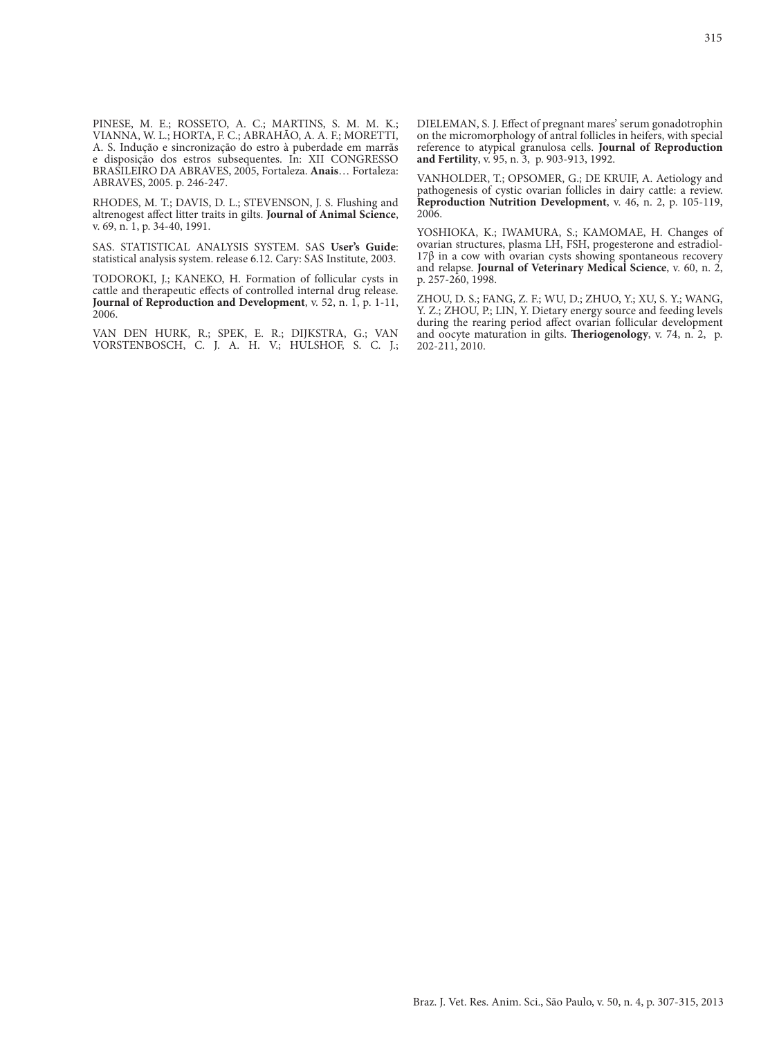PINESE, M. E.; ROSSETO, A. C.; MARTINS, S. M. M. K.; VIANNA, W. L.; HORTA, F. C.; ABRAHÃO, A. A. F.; MORETTI, A. S. Indução e sincronização do estro à puberdade em marrãs e disposição dos estros subsequentes. In: XII CONGRESSO BRASILEIRO DA ABRAVES, 2005, Fortaleza. **Anais**… Fortaleza: ABRAVES, 2005. p. 246-247.

RHODES, M. T.; DAVIS, D. L.; STEVENSON, J. S. Flushing and altrenogest affect litter traits in gilts. **Journal of Animal Science**, v. 69, n. 1, p. 34-40, 1991.

SAS. STATISTICAL ANALYSIS SYSTEM. SAS **User's Guide**: statistical analysis system. release 6.12. Cary: SAS Institute, 2003.

TODOROKI, J.; KANEKO, H. Formation of follicular cysts in cattle and therapeutic effects of controlled internal drug release. **Journal of Reproduction and Development**, v. 52, n. 1, p. 1-11, 2006.

VAN DEN HURK, R.; SPEK, E. R.; DIJKSTRA, G.; VAN VORSTENBOSCH, C. J. A. H. V.; HULSHOF, S. C. J.; DIELEMAN, S. J. Effect of pregnant mares' serum gonadotrophin on the micromorphology of antral follicles in heifers, with special reference to atypical granulosa cells. **Journal of Reproduction and Fertility**, v. 95, n. 3, p. 903-913, 1992.

VANHOLDER, T.; OPSOMER, G.; DE KRUIF, A. Aetiology and pathogenesis of cystic ovarian follicles in dairy cattle: a review. **Reproduction Nutrition Development**, v. 46, n. 2, p. 105-119, 2006.

YOSHIOKA, K.; IWAMURA, S.; KAMOMAE, H. Changes of ovarian structures, plasma LH, FSH, progesterone and estradiol-17β in a cow with ovarian cysts showing spontaneous recovery and relapse. **Journal of Veterinary Medical Science**, v. 60, n. 2, p. 257-260, 1998.

ZHOU, D. S.; FANG, Z. F.; WU, D.; ZHUO, Y.; XU, S. Y.; WANG, Y. Z.; ZHOU, P.; LIN, Y. Dietary energy source and feeding levels during the rearing period affect ovarian follicular development and oocyte maturation in gilts. **Theriogenology**, v. 74, n. 2, p. 202-211, 2010.